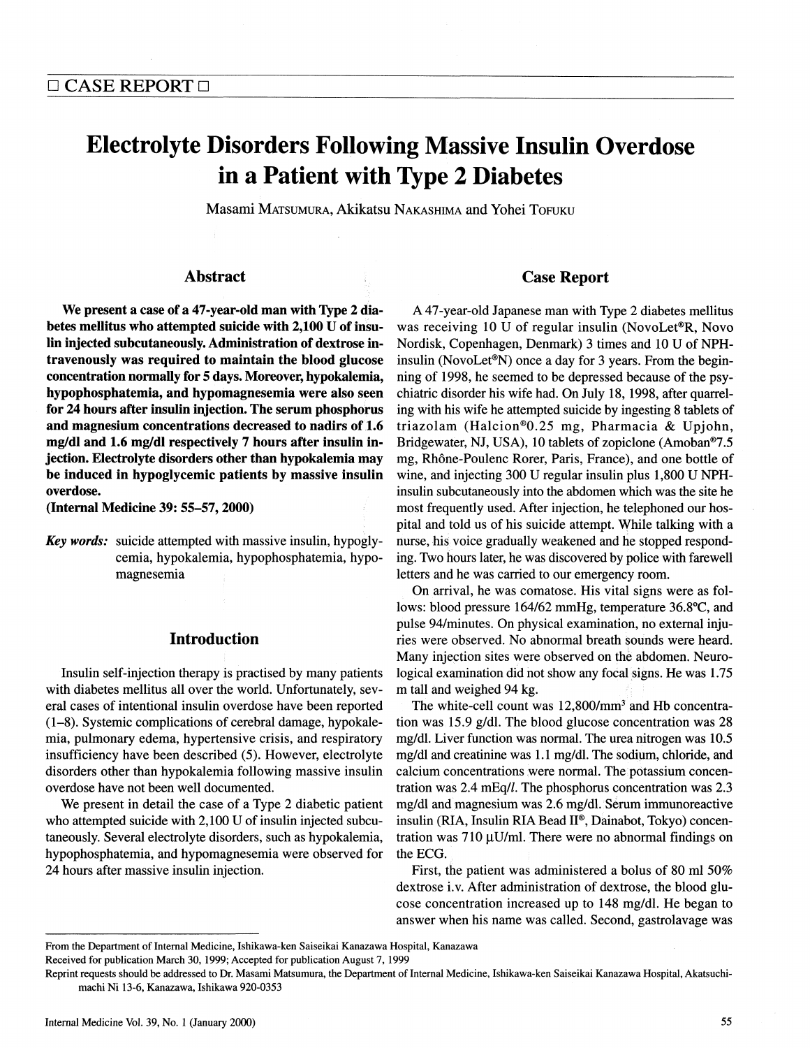□ CASE REPORT □

# Electrolyte Disorders Following Massive Insulin Overdose in a Patient with Type 2 Diabetes

Masami MATSUMURA, Akikatsu NAKASHIMA and Yohei TOFUKU

## Abstract

**We present a case of a 47-year-old man with Type 2 diabetes mellitus who attempted suicide with 2,100 U of insulin injected subcutaneously. Administration of dextrose intravenously was required to maintain the blood glucose concentration normally for 5 days. Moreover, hypokalemia, hypophosphatemia, and hypomagnesemia were also seen for 24 hours after insulin injection. The serum phosphorus and magnesium concentrations decreased to nadirs of 1.6 mg/dl and 1.6 mg/dl respectively 7 hours after insulin injection. Electrolyte disorders other than hypokalemia may be induced in hypoglycemic patients by massive insulin overdose.**
**(Internal Medicine 39: 55–57, 2000)**

***Key words:*** suicide attempted with massive insulin, hypoglycemia, hypokalemia, hypophosphatemia, hypomagnesemia

## Introduction

Insulin self-injection therapy is practised by many patients with diabetes mellitus all over the world. Unfortunately, several cases of intentional insulin overdose have been reported (1–8). Systemic complications of cerebral damage, hypokalemia, pulmonary edema, hypertensive crisis, and respiratory insufficiency have been described (5). However, electrolyte disorders other than hypokalemia following massive insulin overdose have not been well documented.

We present in detail the case of a Type 2 diabetic patient who attempted suicide with 2,100 U of insulin injected subcutaneously. Several electrolyte disorders, such as hypokalemia, hypophosphatemia, and hypomagnesemia were observed for 24 hours after massive insulin injection.

## Case Report

A 47-year-old Japanese man with Type 2 diabetes mellitus was receiving 10 U of regular insulin (NovoLet®R, Novo Nordisk, Copenhagen, Denmark) 3 times and 10 U of NPH-insulin (NovoLet®N) once a day for 3 years. From the beginning of 1998, he seemed to be depressed because of the psychiatric disorder his wife had. On July 18, 1998, after quarreling with his wife he attempted suicide by ingesting 8 tablets of triazolam (Halcion®0.25 mg, Pharmacia & Upjohn, Bridgewater, NJ, USA), 10 tablets of zopiclone (Amoban®7.5 mg, Rhône-Poulenc Rorer, Paris, France), and one bottle of wine, and injecting 300 U regular insulin plus 1,800 U NPH-insulin subcutaneously into the abdomen which was the site he most frequently used. After injection, he telephoned our hospital and told us of his suicide attempt. While talking with a nurse, his voice gradually weakened and he stopped responding. Two hours later, he was discovered by police with farewell letters and he was carried to our emergency room.

On arrival, he was comatose. His vital signs were as follows: blood pressure 164/62 mmHg, temperature 36.8°C, and pulse 94/minutes. On physical examination, no external injuries were observed. No abnormal breath sounds were heard. Many injection sites were observed on the abdomen. Neurological examination did not show any focal signs. He was 1.75 m tall and weighed 94 kg.

The white-cell count was 12,800/mm$^3$ and Hb concentration was 15.9 g/dl. The blood glucose concentration was 28 mg/dl. Liver function was normal. The urea nitrogen was 10.5 mg/dl and creatinine was 1.1 mg/dl. The sodium, chloride, and calcium concentrations were normal. The potassium concentration was 2.4 mEq/*l*. The phosphorus concentration was 2.3 mg/dl and magnesium was 2.6 mg/dl. Serum immunoreactive insulin (RIA, Insulin RIA Bead II®, Dainabot, Tokyo) concentration was 710 μU/ml. There were no abnormal findings on the ECG.

First, the patient was administered a bolus of 80 ml 50% dextrose i.v. After administration of dextrose, the blood glucose concentration increased up to 148 mg/dl. He began to answer when his name was called. Second, gastrolavage was

From the Department of Internal Medicine, Ishikawa-ken Saiseikai Kanazawa Hospital, Kanazawa
Received for publication March 30, 1999; Accepted for publication August 7, 1999
Reprint requests should be addressed to Dr. Masami Matsumura, the Department of Internal Medicine, Ishikawa-ken Saiseikai Kanazawa Hospital, Akatsuchi-machi Ni 13-6, Kanazawa, Ishikawa 920-0353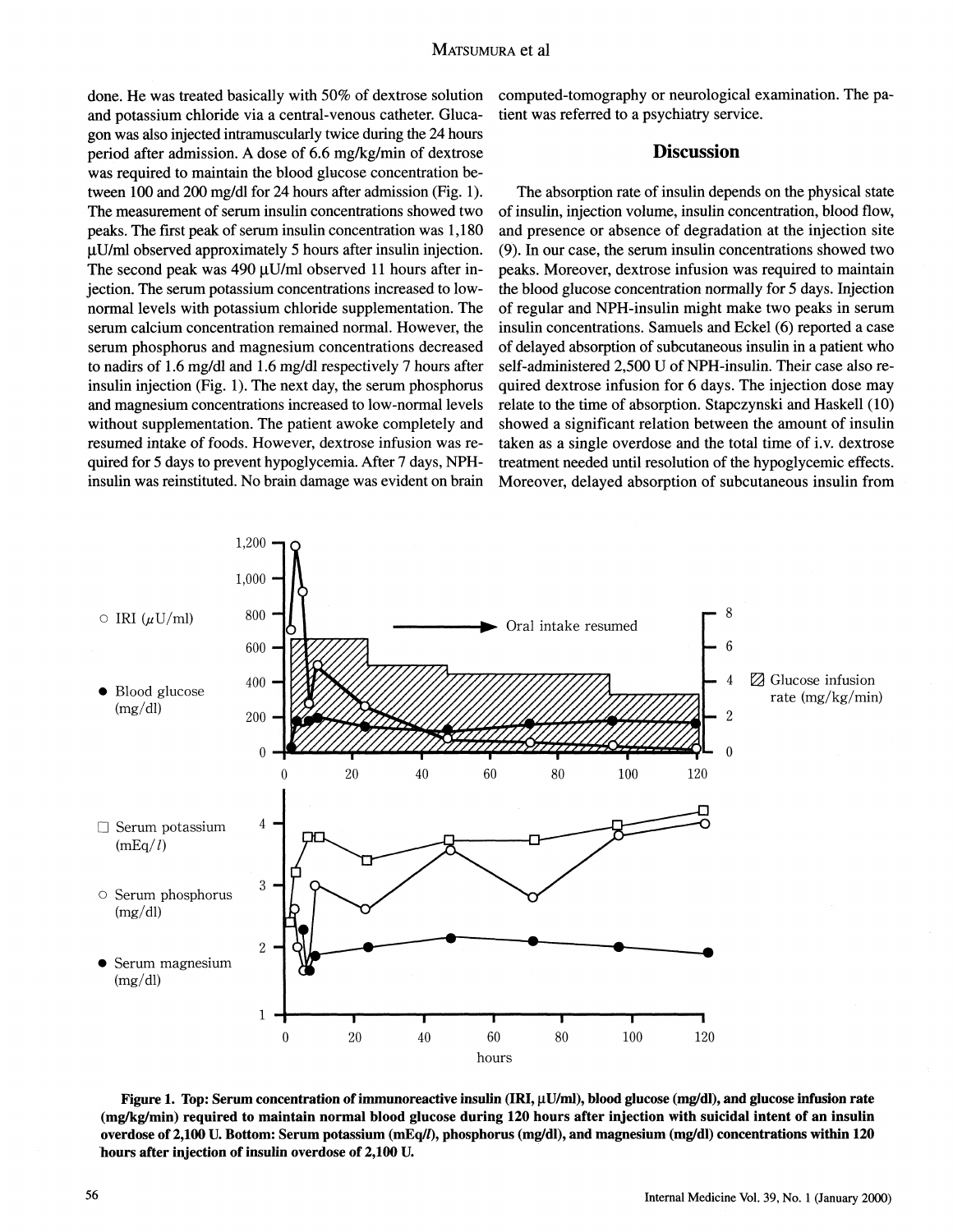done. He was treated basically with 50% of dextrose solution and potassium chloride via a central-venous catheter. Glucagon was also injected intramuscularly twice during the 24 hours period after admission. A dose of 6.6 mg/kg/min of dextrose was required to maintain the blood glucose concentration between 100 and 200 mg/dl for 24 hours after admission (Fig. 1). The measurement of serum insulin concentrations showed two peaks. The first peak of serum insulin concentration was 1,180 μU/ml observed approximately 5 hours after insulin injection. The second peak was 490 μU/ml observed 11 hours after injection. The serum potassium concentrations increased to low-normal levels with potassium chloride supplementation. The serum calcium concentration remained normal. However, the serum phosphorus and magnesium concentrations decreased to nadirs of 1.6 mg/dl and 1.6 mg/dl respectively 7 hours after insulin injection (Fig. 1). The next day, the serum phosphorus and magnesium concentrations increased to low-normal levels without supplementation. The patient awoke completely and resumed intake of foods. However, dextrose infusion was required for 5 days to prevent hypoglycemia. After 7 days, NPH-insulin was reinstituted. No brain damage was evident on brain computed-tomography or neurological examination. The patient was referred to a psychiatry service.

## Discussion

The absorption rate of insulin depends on the physical state of insulin, injection volume, insulin concentration, blood flow, and presence or absence of degradation at the injection site (9). In our case, the serum insulin concentrations showed two peaks. Moreover, dextrose infusion was required to maintain the blood glucose concentration normally for 5 days. Injection of regular and NPH-insulin might make two peaks in serum insulin concentrations. Samuels and Eckel (6) reported a case of delayed absorption of subcutaneous insulin in a patient who self-administered 2,500 U of NPH-insulin. Their case also required dextrose infusion for 6 days. The injection dose may relate to the time of absorption. Stapczynski and Haskell (10) showed a significant relation between the amount of insulin taken as a single overdose and the total time of i.v. dextrose treatment needed until resolution of the hypoglycemic effects. Moreover, delayed absorption of subcutaneous insulin from

**Figure 1. Top: Serum concentration of immunoreactive insulin (IRI, μU/ml), blood glucose (mg/dl), and glucose infusion rate (mg/kg/min) required to maintain normal blood glucose during 120 hours after injection with suicidal intent of an insulin overdose of 2,100 U. Bottom: Serum potassium (mEq/l), phosphorus (mg/dl), and magnesium (mg/dl) concentrations within 120 hours after injection of insulin overdose of 2,100 U.**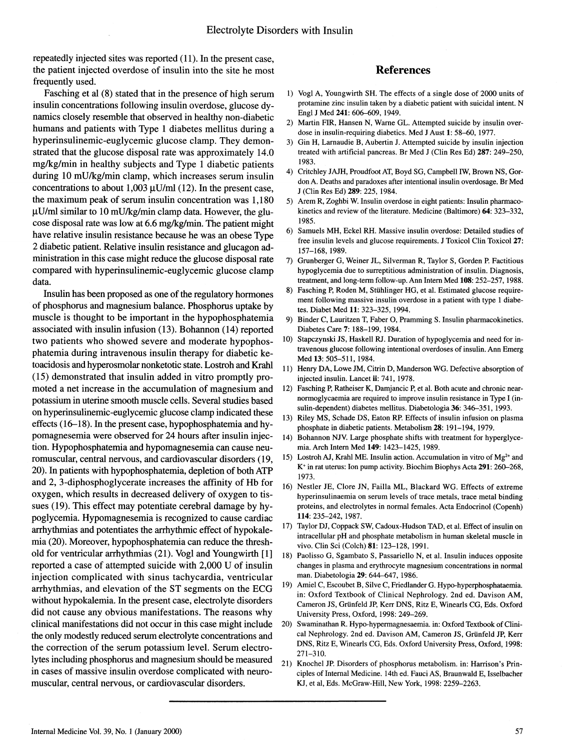repeatedly injected sites was reported (11). In the present case, the patient injected overdose of insulin into the site he most frequently used.

Fasching et al (8) stated that in the presence of high serum insulin concentrations following insulin overdose, glucose dynamics closely resemble that observed in healthy non-diabetic humans and patients with Type 1 diabetes mellitus during a hyperinsulinemic-euglycemic glucose clamp. They demonstrated that the glucose disposal rate was approximately 14.0 mg/kg/min in healthy subjects and Type 1 diabetic patients during 10 mU/kg/min clamp, which increases serum insulin concentrations to about 1,003 μU/ml (12). In the present case, the maximum peak of serum insulin concentration was 1,180 μU/ml similar to 10 mU/kg/min clamp data. However, the glucose disposal rate was low at 6.6 mg/kg/min. The patient might have relative insulin resistance because he was an obese Type 2 diabetic patient. Relative insulin resistance and glucagon administration in this case might reduce the glucose disposal rate compared with hyperinsulinemic-euglycemic glucose clamp data.

Insulin has been proposed as one of the regulatory hormones of phosphorus and magnesium balance. Phosphorus uptake by muscle is thought to be important in the hypophosphatemia associated with insulin infusion (13). Bohannon (14) reported two patients who showed severe and moderate hypophosphatemia during intravenous insulin therapy for diabetic ketoacidosis and hyperosmolar nonketotic state. Lostroh and Krahl (15) demonstrated that insulin added in vitro promptly promoted a net increase in the accumulation of magnesium and potassium in uterine smooth muscle cells. Several studies based on hyperinsulinemic-euglycemic glucose clamp indicated these effects (16–18). In the present case, hypophosphatemia and hypomagnesemia were observed for 24 hours after insulin injection. Hypophosphatemia and hypomagnesemia can cause neuromuscular, central nervous, and cardiovascular disorders (19, 20). In patients with hypophosphatemia, depletion of both ATP and 2, 3-diphosphoglycerate increases the affinity of Hb for oxygen, which results in decreased delivery of oxygen to tissues (19). This effect may potentiate cerebral damage by hypoglycemia. Hypomagnesemia is recognized to cause cardiac arrhythmias and potentiates the arrhythmic effect of hypokalemia (20). Moreover, hypophosphatemia can reduce the threshold for ventricular arrhythmias (21). Vogl and Youngwirth [1] reported a case of attempted suicide with 2,000 U of insulin injection complicated with sinus tachycardia, ventricular arrhythmias, and elevation of the ST segments on the ECG without hypokalemia. In the present case, electrolyte disorders did not cause any obvious manifestations. The reasons why clinical manifestations did not occur in this case might include the only modestly reduced serum electrolyte concentrations and the correction of the serum potassium level. Serum electrolytes including phosphorus and magnesium should be measured in cases of massive insulin overdose complicated with neuromuscular, central nervous, or cardiovascular disorders.

## References

1) Vogl A, Youngwirth SH. The effects of a single dose of 2000 units of protamine zinc insulin taken by a diabetic patient with suicidal intent. N Engl J Med **241**: 606–609, 1949.
2) Martin FIR, Hansen N, Warne GL. Attempted suicide by insulin overdose in insulin-requiring diabetics. Med J Aust **1**: 58–60, 1977.
3) Gin H, Larnaudie B, Aubertin J. Attempted suicide by insulin injection treated with artificial pancreas. Br Med J (Clin Res Ed) **287**: 249–250, 1983.
4) Critchley JAJH, Proudfoot AT, Boyd SG, Campbell IW, Brown NS, Gordon A. Deaths and paradoxes after intentional insulin overdosage. Br Med J (Clin Res Ed) **289**: 225, 1984.
5) Arem R, Zoghbi W. Insulin overdose in eight patients: Insulin pharmacokinetics and review of the literature. Medicine (Baltimore) **64**: 323–332, 1985.
6) Samuels MH, Eckel RH. Massive insulin overdose: Detailed studies of free insulin levels and glucose requirements. J Toxicol Clin Toxicol **27**: 157–168, 1989.
7) Grunberger G, Weiner JL, Silverman R, Taylor S, Gorden P. Factitious hypoglycemia due to surreptitious administration of insulin. Diagnosis, treatment, and long-term follow-up. Ann Intern Med **108**: 252–257, 1988.
8) Fasching P, Roden M, Stühlinger HG, et al. Estimated glucose requirement following massive insulin overdose in a patient with type 1 diabetes. Diabet Med **11**: 323–325, 1994.
9) Binder C, Lauritzen T, Faber O, Pramming S. Insulin pharmacokinetics. Diabetes Care **7**: 188–199, 1984.
10) Stapczynski JS, Haskell RJ. Duration of hypoglycemia and need for intravenous glucose following intentional overdoses of insulin. Ann Emerg Med **13**: 505–511, 1984.
11) Henry DA, Lowe JM, Citrin D, Manderson WG. Defective absorption of injected insulin. Lancet **ii**: 741, 1978.
12) Fasching P, Ratheiser K, Damjancic P, et al. Both acute and chronic near-normoglycaemia are required to improve insulin resistance in Type I (insulin-dependent) diabetes mellitus. Diabetologia **36**: 346–351, 1993.
13) Riley MS, Schade DS, Eaton RP. Effects of insulin infusion on plasma phosphate in diabetic patients. Metabolism **28**: 191–194, 1979.
14) Bohannon NJV. Large phosphate shifts with treatment for hyperglycemia. Arch Intern Med **149**: 1423–1425, 1989.
15) Lostroh AJ, Krahl ME. Insulin action. Accumulation in vitro of $Mg^{2+}$ and $K^+$ in rat uterus: Ion pump activity. Biochim Biophys Acta **291**: 260–268, 1973.
16) Nestler JE, Clore JN, Failla ML, Blackard WG. Effects of extreme hyperinsulinaemia on serum levels of trace metals, trace metal binding proteins, and electrolytes in normal females. Acta Endocrinol (Copenh) **114**: 235–242, 1987.
17) Taylor DJ, Coppack SW, Cadoux-Hudson TAD, et al. Effect of insulin on intracellular pH and phosphate metabolism in human skeletal muscle in vivo. Clin Sci (Colch) **81**: 123–128, 1991.
18) Paolisso G, Sgambato S, Passariello N, et al. Insulin induces opposite changes in plasma and erythrocyte magnesium concentrations in normal man. Diabetologia **29**: 644–647, 1986.
19) Amiel C, Escoubet B, Silve C, Friedlander G. Hypo-hyperphosphataemia. in: Oxford Textbook of Clinical Nephrology. 2nd ed. Davison AM, Cameron JS, Grünfeld JP, Kerr DNS, Ritz E, Winearls CG, Eds. Oxford University Press, Oxford, 1998: 249–269.
20) Swaminathan R. Hypo-hypermagnesaemia. in: Oxford Textbook of Clinical Nephrology. 2nd ed. Davison AM, Cameron JS, Grünfeld JP, Kerr DNS, Ritz E, Winearls CG, Eds. Oxford University Press, Oxford, 1998: 271–310.
21) Knochel JP. Disorders of phosphorus metabolism. in: Harrison's Principles of Internal Medicine. 14th ed. Fauci AS, Braunwald E, Isselbacher KJ, et al, Eds. McGraw-Hill, New York, 1998: 2259–2263.